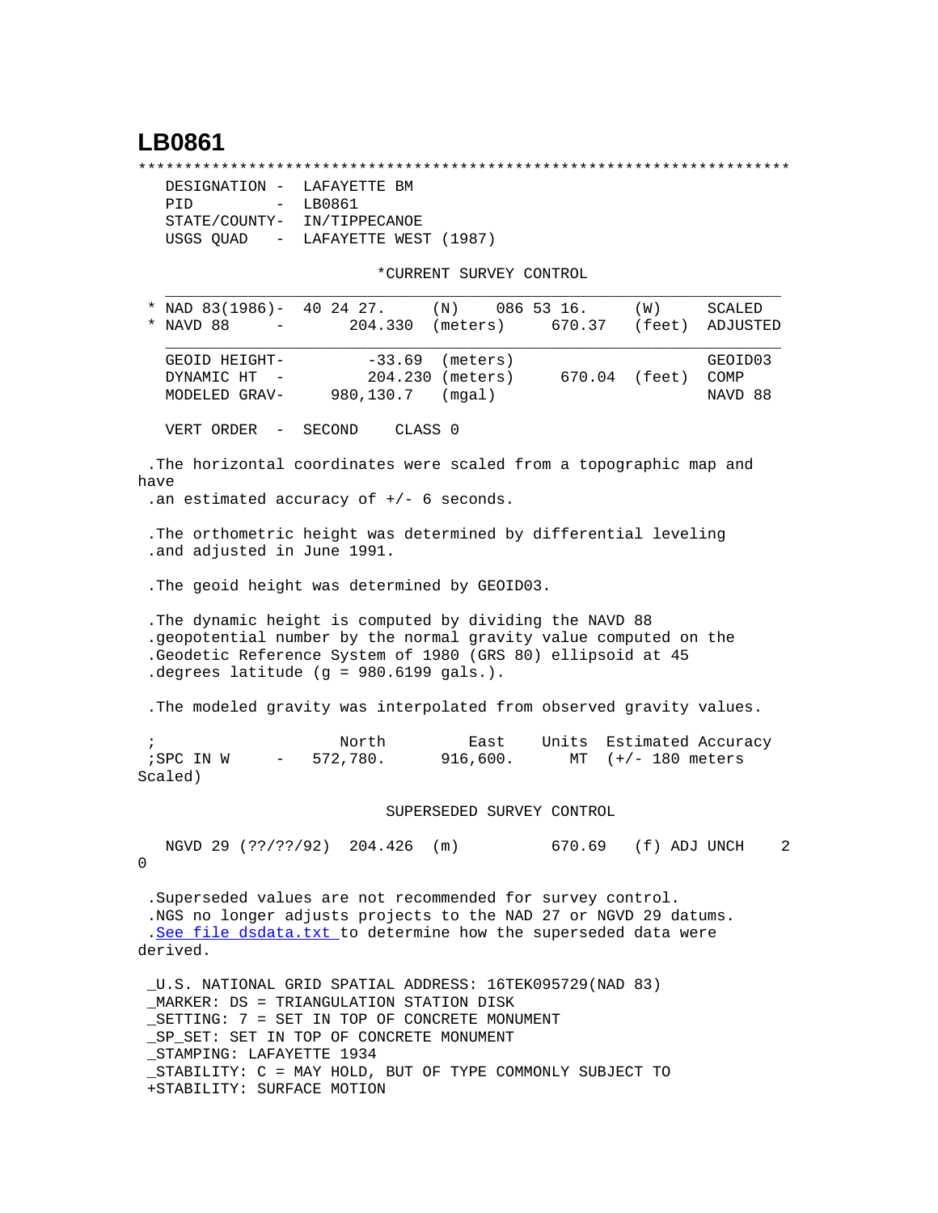# LB0861

```
***********************************************************************
   DESIGNATION -  LAFAYETTE BM
   PID         -  LB0861
   STATE/COUNTY-  IN/TIPPECANOE
   USGS QUAD   -  LAFAYETTE WEST (1987)

                              *CURRENT SURVEY CONTROL
   ___________________________________________________________________
 * NAD 83(1986)-  40 24 27.     (N)    086 53 16.     (W)     SCALED
 * NAVD 88     -       204.330  (meters)     670.37   (feet)  ADJUSTED
   ___________________________________________________________________
   GEOID HEIGHT-        -33.69  (meters)                      GEOID03
   DYNAMIC HT  -        204.230 (meters)      670.04  (feet)  COMP
   MODELED GRAV-     980,130.7  (mgal)                        NAVD 88

   VERT ORDER  -  SECOND     CLASS 0

 .The horizontal coordinates were scaled from a topographic map and
have
 .an estimated accuracy of +/- 6 seconds.

 .The orthometric height was determined by differential leveling
 .and adjusted in June 1991.

 .The geoid height was determined by GEOID03.

 .The dynamic height is computed by dividing the NAVD 88
 .geopotential number by the normal gravity value computed on the
 .Geodetic Reference System of 1980 (GRS 80) ellipsoid at 45
 .degrees latitude (g = 980.6199 gals.).

 .The modeled gravity was interpolated from observed gravity values.

 ;                   North         East     Units  Estimated Accuracy
 ;SPC IN W     -   572,780.      916,600.     MT  (+/- 180 meters
Scaled)

                              SUPERSEDED SURVEY CONTROL

   NGVD 29 (??/??/92)  204.426  (m)          670.69   (f) ADJ UNCH    2
0

 .Superseded values are not recommended for survey control.
 .NGS no longer adjusts projects to the NAD 27 or NGVD 29 datums.
 .See file dsdata.txt to determine how the superseded data were
derived.

 _U.S. NATIONAL GRID SPATIAL ADDRESS: 16TEK095729(NAD 83)
 _MARKER: DS = TRIANGULATION STATION DISK
 _SETTING: 7 = SET IN TOP OF CONCRETE MONUMENT
 _SP_SET: SET IN TOP OF CONCRETE MONUMENT
 _STAMPING: LAFAYETTE 1934
 _STABILITY: C = MAY HOLD, BUT OF TYPE COMMONLY SUBJECT TO
 +STABILITY: SURFACE MOTION
```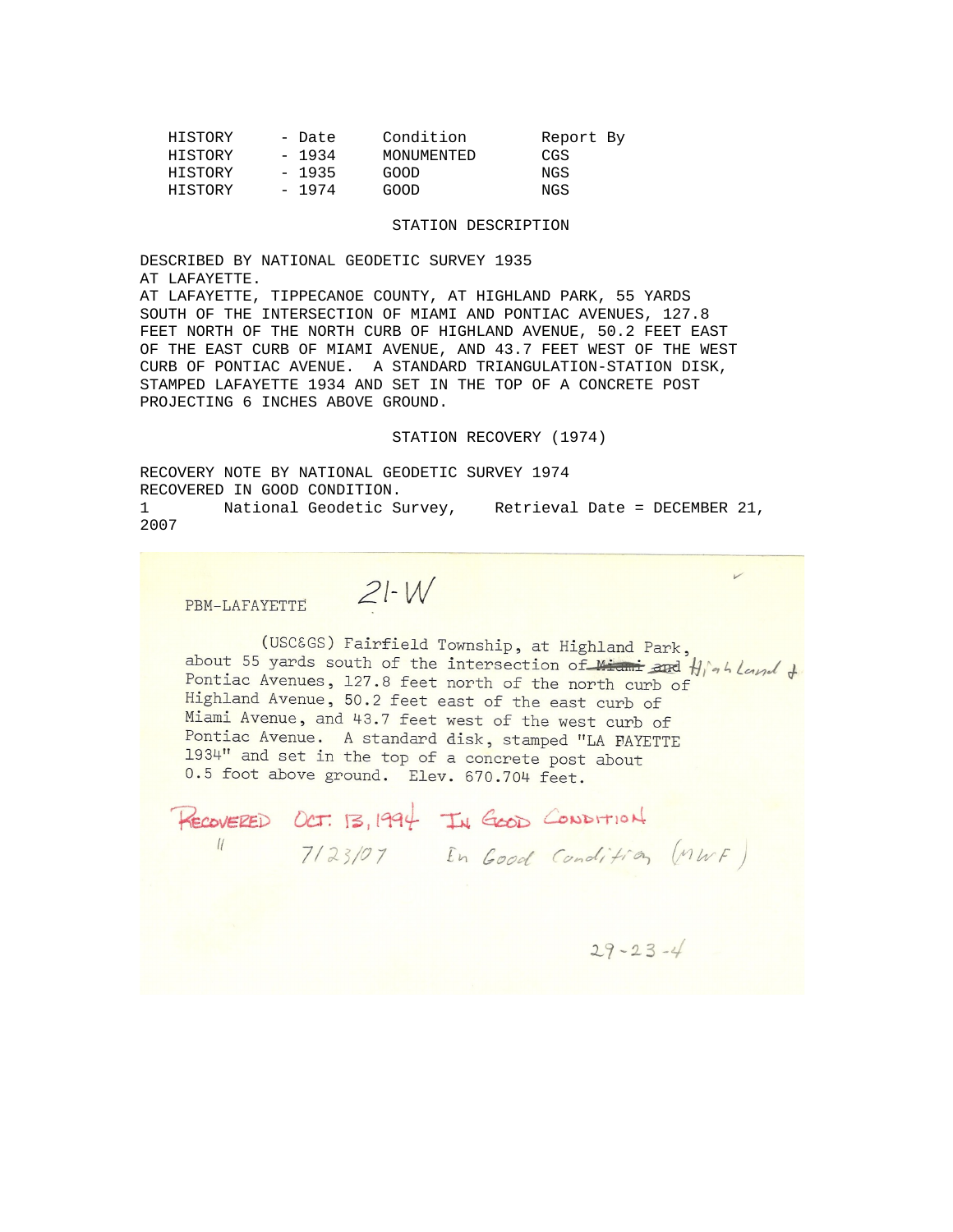| HISTORY | - Date | Condition | Report By |
| --- | --- | --- | --- |
| HISTORY | - 1934 | MONUMENTED | CGS |
| HISTORY | - 1935 | GOOD | NGS |
| HISTORY | - 1974 | GOOD | NGS |

STATION DESCRIPTION

DESCRIBED BY NATIONAL GEODETIC SURVEY 1935
AT LAFAYETTE.
AT LAFAYETTE, TIPPECANOE COUNTY, AT HIGHLAND PARK, 55 YARDS SOUTH OF THE INTERSECTION OF MIAMI AND PONTIAC AVENUES, 127.8 FEET NORTH OF THE NORTH CURB OF HIGHLAND AVENUE, 50.2 FEET EAST OF THE EAST CURB OF MIAMI AVENUE, AND 43.7 FEET WEST OF THE WEST CURB OF PONTIAC AVENUE. A STANDARD TRIANGULATION-STATION DISK, STAMPED LAFAYETTE 1934 AND SET IN THE TOP OF A CONCRETE POST PROJECTING 6 INCHES ABOVE GROUND.

STATION RECOVERY (1974)

RECOVERY NOTE BY NATIONAL GEODETIC SURVEY 1974
RECOVERED IN GOOD CONDITION.
1 National Geodetic Survey, Retrieval Date = DECEMBER 21, 2007

PBM-LAFAYETTE 21-W

(USC&GS) Fairfield Township, at Highland Park, about 55 yards south of the intersection of ~~Miami and~~ Highland & Pontiac Avenues, 127.8 feet north of the north curb of Highland Avenue, 50.2 feet east of the east curb of Miami Avenue, and 43.7 feet west of the west curb of Pontiac Avenue. A standard disk, stamped "LA FAYETTE 1934" and set in the top of a concrete post about 0.5 foot above ground. Elev. 670.704 feet.

RECOVERED OCT. 13, 1994 IN GOOD CONDITION
" 7/23/07 In Good Condition (MWF)

29-23-4